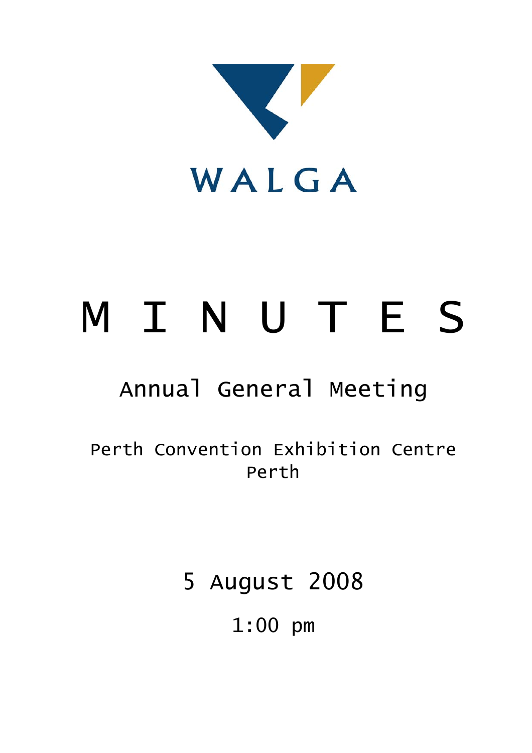WALGA

# M I N U T E S

## Annual General Meeting

Perth Convention Exhibition Centre
Perth

5 August 2008

1:00 pm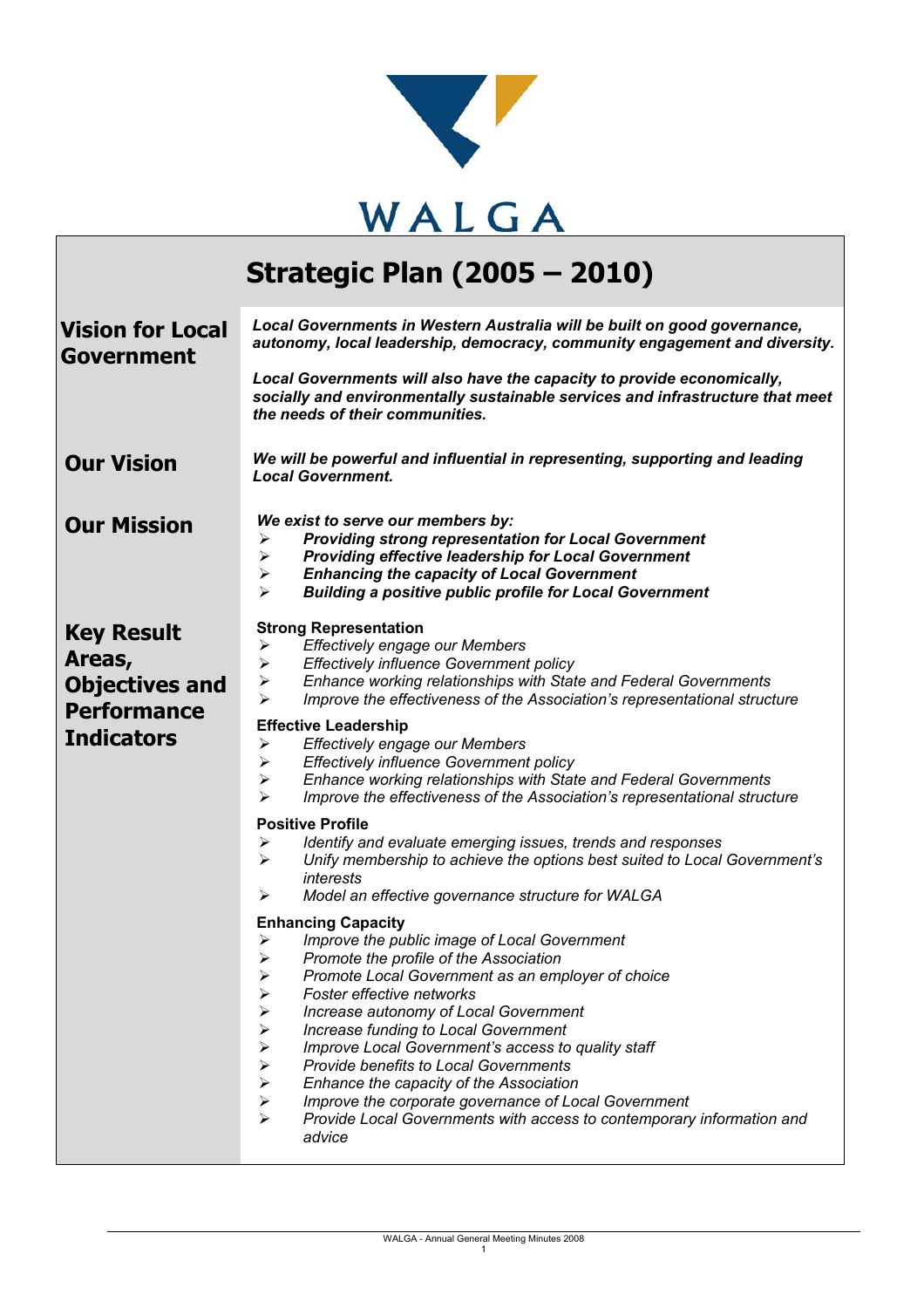WALGA

# Strategic Plan (2005 – 2010)

## Vision for Local Government

***Local Governments in Western Australia will be built on good governance, autonomy, local leadership, democracy, community engagement and diversity.***

***Local Governments will also have the capacity to provide economically, socially and environmentally sustainable services and infrastructure that meet the needs of their communities.***

## Our Vision

***We will be powerful and influential in representing, supporting and leading Local Government.***

## Our Mission

***We exist to serve our members by:***

- ***Providing strong representation for Local Government***
- ***Providing effective leadership for Local Government***
- ***Enhancing the capacity of Local Government***
- ***Building a positive public profile for Local Government***

## Key Result Areas, Objectives and Performance Indicators

**Strong Representation**

- *Effectively engage our Members*
- *Effectively influence Government policy*
- *Enhance working relationships with State and Federal Governments*
- *Improve the effectiveness of the Association's representational structure*

**Effective Leadership**

- *Effectively engage our Members*
- *Effectively influence Government policy*
- *Enhance working relationships with State and Federal Governments*
- *Improve the effectiveness of the Association's representational structure*

**Positive Profile**

- *Identify and evaluate emerging issues, trends and responses*
- *Unify membership to achieve the options best suited to Local Government's interests*
- *Model an effective governance structure for WALGA*

**Enhancing Capacity**

- *Improve the public image of Local Government*
- *Promote the profile of the Association*
- *Promote Local Government as an employer of choice*
- *Foster effective networks*
- *Increase autonomy of Local Government*
- *Increase funding to Local Government*
- *Improve Local Government's access to quality staff*
- *Provide benefits to Local Governments*
- *Enhance the capacity of the Association*
- *Improve the corporate governance of Local Government*
- *Provide Local Governments with access to contemporary information and advice*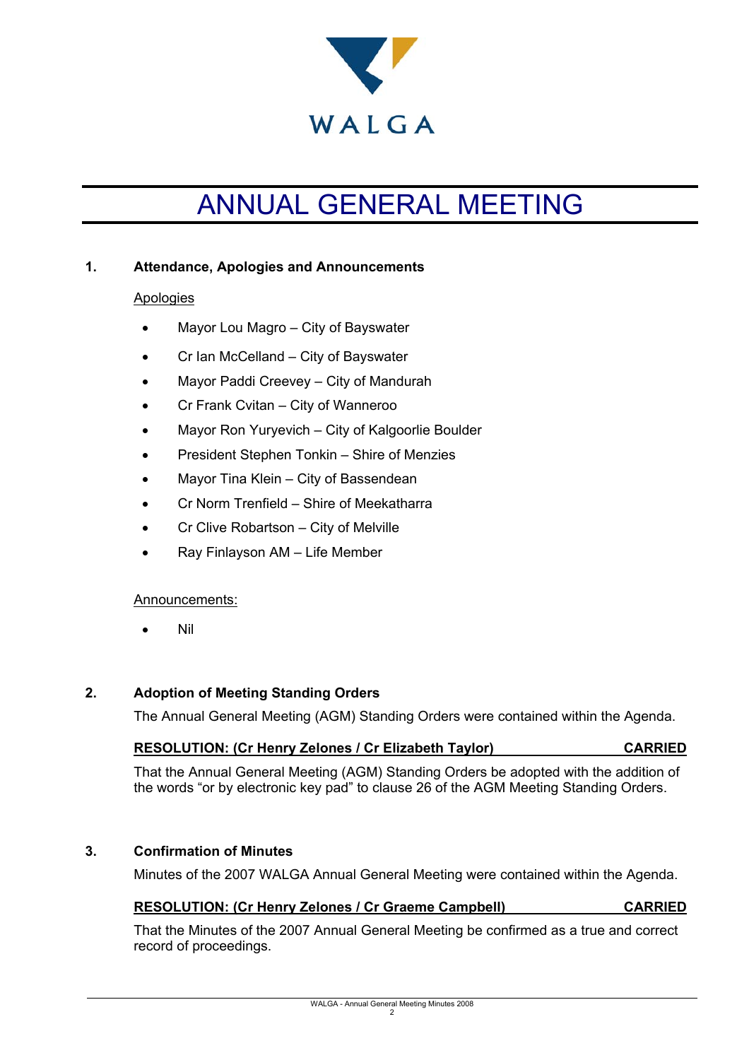WALGA

# ANNUAL GENERAL MEETING

## 1. Attendance, Apologies and Announcements

Apologies

- Mayor Lou Magro – City of Bayswater
- Cr Ian McCelland – City of Bayswater
- Mayor Paddi Creevey – City of Mandurah
- Cr Frank Cvitan – City of Wanneroo
- Mayor Ron Yuryevich – City of Kalgoorlie Boulder
- President Stephen Tonkin – Shire of Menzies
- Mayor Tina Klein – City of Bassendean
- Cr Norm Trenfield – Shire of Meekatharra
- Cr Clive Robartson – City of Melville
- Ray Finlayson AM – Life Member

Announcements:

- Nil

## 2. Adoption of Meeting Standing Orders

The Annual General Meeting (AGM) Standing Orders were contained within the Agenda.

**RESOLUTION: (Cr Henry Zelones / Cr Elizabeth Taylor) CARRIED**

That the Annual General Meeting (AGM) Standing Orders be adopted with the addition of the words "or by electronic key pad" to clause 26 of the AGM Meeting Standing Orders.

## 3. Confirmation of Minutes

Minutes of the 2007 WALGA Annual General Meeting were contained within the Agenda.

**RESOLUTION: (Cr Henry Zelones / Cr Graeme Campbell) CARRIED**

That the Minutes of the 2007 Annual General Meeting be confirmed as a true and correct record of proceedings.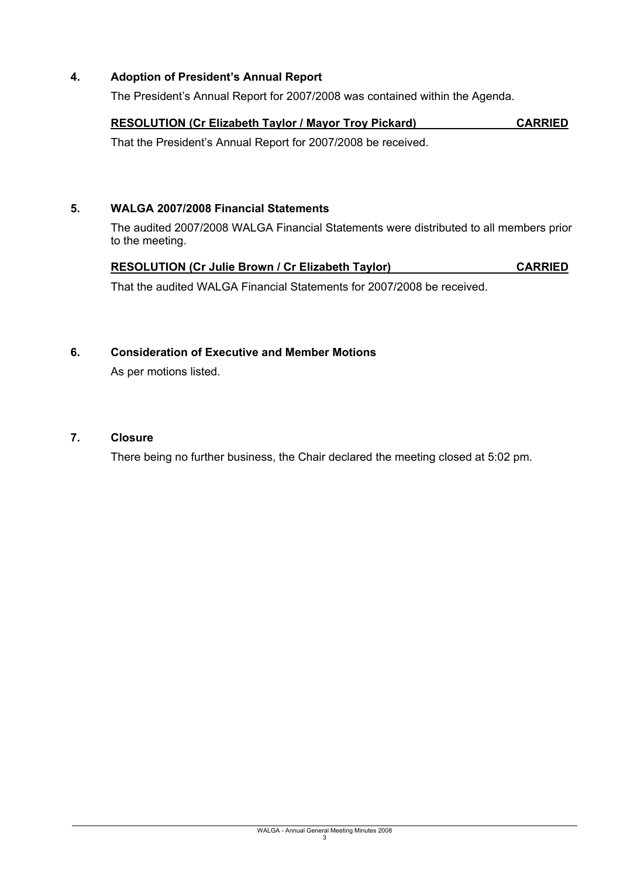## 4. Adoption of President's Annual Report

The President's Annual Report for 2007/2008 was contained within the Agenda.

**RESOLUTION (Cr Elizabeth Taylor / Mayor Troy Pickard) CARRIED**

That the President's Annual Report for 2007/2008 be received.

## 5. WALGA 2007/2008 Financial Statements

The audited 2007/2008 WALGA Financial Statements were distributed to all members prior to the meeting.

**RESOLUTION (Cr Julie Brown / Cr Elizabeth Taylor) CARRIED**

That the audited WALGA Financial Statements for 2007/2008 be received.

## 6. Consideration of Executive and Member Motions

As per motions listed.

## 7. Closure

There being no further business, the Chair declared the meeting closed at 5:02 pm.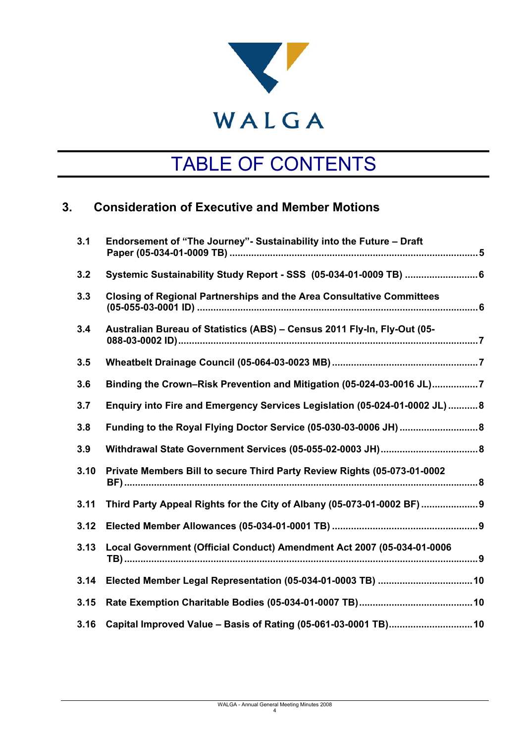WALGA

# TABLE OF CONTENTS

## 3. Consideration of Executive and Member Motions

| | | |
|---|---|---|
| **3.1** | **Endorsement of "The Journey"- Sustainability into the Future – Draft Paper (05-034-01-0009 TB)** | **5** |
| **3.2** | **Systemic Sustainability Study Report - SSS (05-034-01-0009 TB)** | **6** |
| **3.3** | **Closing of Regional Partnerships and the Area Consultative Committees (05-055-03-0001 ID)** | **6** |
| **3.4** | **Australian Bureau of Statistics (ABS) – Census 2011 Fly-In, Fly-Out (05-088-03-0002 ID)** | **7** |
| **3.5** | **Wheatbelt Drainage Council (05-064-03-0023 MB)** | **7** |
| **3.6** | **Binding the Crown–Risk Prevention and Mitigation (05-024-03-0016 JL)** | **7** |
| **3.7** | **Enquiry into Fire and Emergency Services Legislation (05-024-01-0002 JL)** | **8** |
| **3.8** | **Funding to the Royal Flying Doctor Service (05-030-03-0006 JH)** | **8** |
| **3.9** | **Withdrawal State Government Services (05-055-02-0003 JH)** | **8** |
| **3.10** | **Private Members Bill to secure Third Party Review Rights (05-073-01-0002 BF)** | **8** |
| **3.11** | **Third Party Appeal Rights for the City of Albany (05-073-01-0002 BF)** | **9** |
| **3.12** | **Elected Member Allowances (05-034-01-0001 TB)** | **9** |
| **3.13** | **Local Government (Official Conduct) Amendment Act 2007 (05-034-01-0006 TB)** | **9** |
| **3.14** | **Elected Member Legal Representation (05-034-01-0003 TB)** | **10** |
| **3.15** | **Rate Exemption Charitable Bodies (05-034-01-0007 TB)** | **10** |
| **3.16** | **Capital Improved Value – Basis of Rating (05-061-03-0001 TB)** | **10** |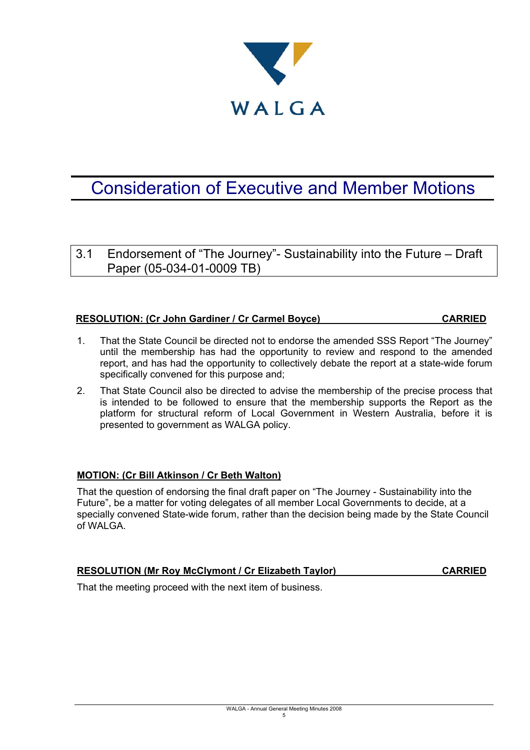# Consideration of Executive and Member Motions

## 3.1 Endorsement of "The Journey"- Sustainability into the Future – Draft Paper (05-034-01-0009 TB)

**RESOLUTION: (Cr John Gardiner / Cr Carmel Boyce) CARRIED**

1. That the State Council be directed not to endorse the amended SSS Report "The Journey" until the membership has had the opportunity to review and respond to the amended report, and has had the opportunity to collectively debate the report at a state-wide forum specifically convened for this purpose and;
2. That State Council also be directed to advise the membership of the precise process that is intended to be followed to ensure that the membership supports the Report as the platform for structural reform of Local Government in Western Australia, before it is presented to government as WALGA policy.

**MOTION: (Cr Bill Atkinson / Cr Beth Walton)**

That the question of endorsing the final draft paper on "The Journey - Sustainability into the Future", be a matter for voting delegates of all member Local Governments to decide, at a specially convened State-wide forum, rather than the decision being made by the State Council of WALGA.

**RESOLUTION (Mr Roy McClymont / Cr Elizabeth Taylor) CARRIED**

That the meeting proceed with the next item of business.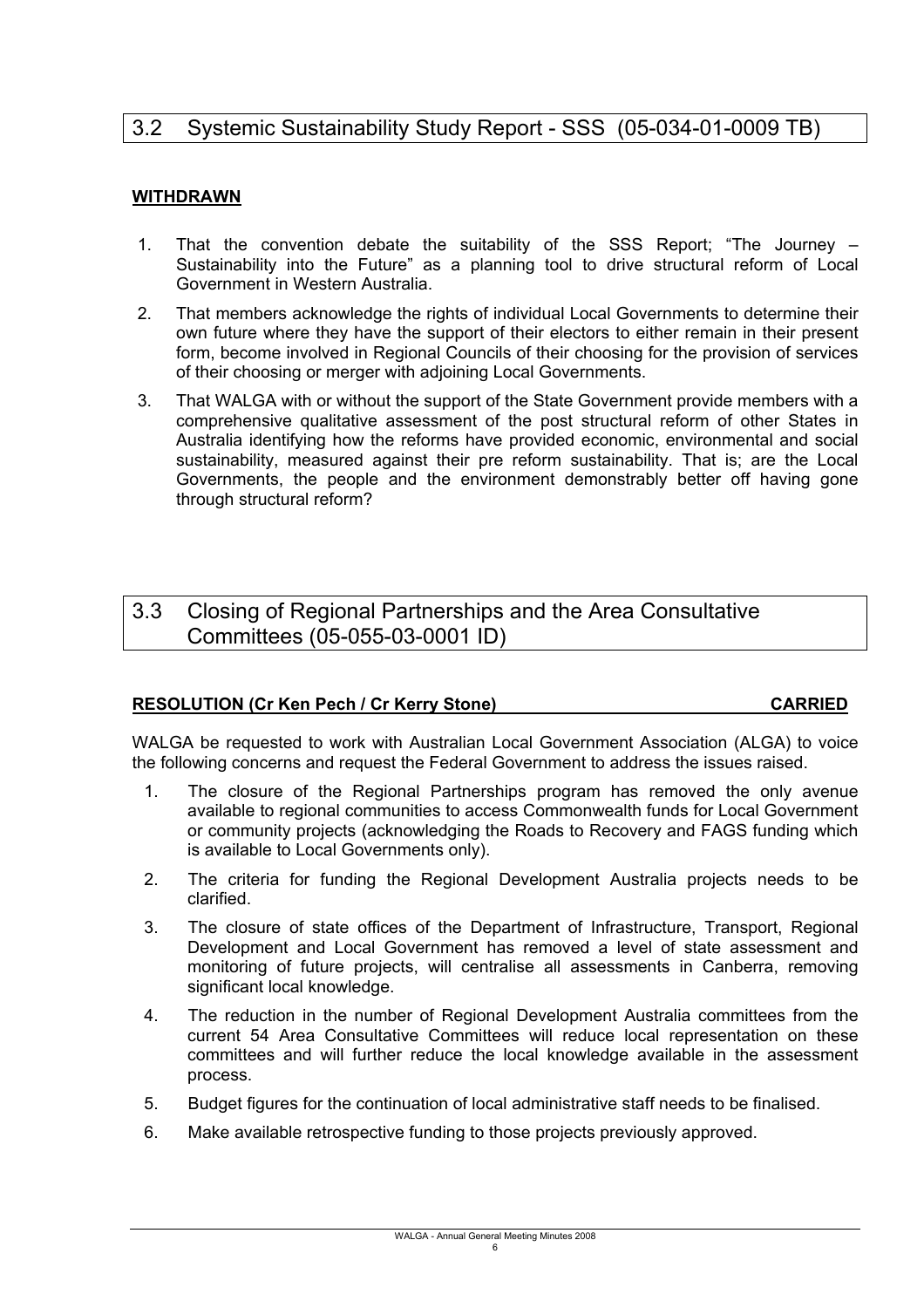## 3.2 Systemic Sustainability Study Report - SSS (05-034-01-0009 TB)

**WITHDRAWN**

1. That the convention debate the suitability of the SSS Report; "The Journey – Sustainability into the Future" as a planning tool to drive structural reform of Local Government in Western Australia.
2. That members acknowledge the rights of individual Local Governments to determine their own future where they have the support of their electors to either remain in their present form, become involved in Regional Councils of their choosing for the provision of services of their choosing or merger with adjoining Local Governments.
3. That WALGA with or without the support of the State Government provide members with a comprehensive qualitative assessment of the post structural reform of other States in Australia identifying how the reforms have provided economic, environmental and social sustainability, measured against their pre reform sustainability. That is; are the Local Governments, the people and the environment demonstrably better off having gone through structural reform?

## 3.3 Closing of Regional Partnerships and the Area Consultative Committees (05-055-03-0001 ID)

**RESOLUTION (Cr Ken Pech / Cr Kerry Stone) CARRIED**

WALGA be requested to work with Australian Local Government Association (ALGA) to voice the following concerns and request the Federal Government to address the issues raised.

1. The closure of the Regional Partnerships program has removed the only avenue available to regional communities to access Commonwealth funds for Local Government or community projects (acknowledging the Roads to Recovery and FAGS funding which is available to Local Governments only).
2. The criteria for funding the Regional Development Australia projects needs to be clarified.
3. The closure of state offices of the Department of Infrastructure, Transport, Regional Development and Local Government has removed a level of state assessment and monitoring of future projects, will centralise all assessments in Canberra, removing significant local knowledge.
4. The reduction in the number of Regional Development Australia committees from the current 54 Area Consultative Committees will reduce local representation on these committees and will further reduce the local knowledge available in the assessment process.
5. Budget figures for the continuation of local administrative staff needs to be finalised.
6. Make available retrospective funding to those projects previously approved.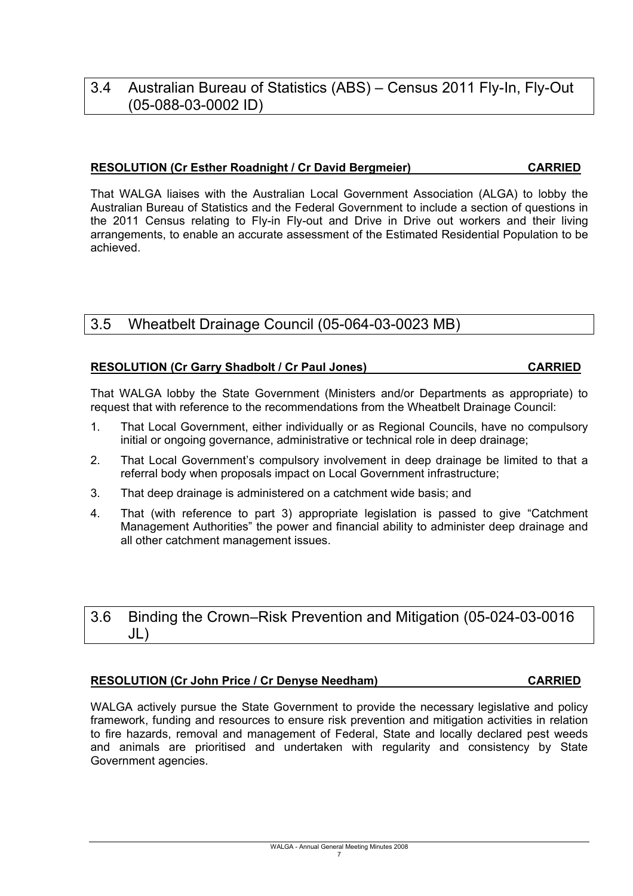## 3.4 Australian Bureau of Statistics (ABS) – Census 2011 Fly-In, Fly-Out (05-088-03-0002 ID)

**RESOLUTION (Cr Esther Roadnight / Cr David Bergmeier) CARRIED**

That WALGA liaises with the Australian Local Government Association (ALGA) to lobby the Australian Bureau of Statistics and the Federal Government to include a section of questions in the 2011 Census relating to Fly-in Fly-out and Drive in Drive out workers and their living arrangements, to enable an accurate assessment of the Estimated Residential Population to be achieved.

## 3.5 Wheatbelt Drainage Council (05-064-03-0023 MB)

**RESOLUTION (Cr Garry Shadbolt / Cr Paul Jones) CARRIED**

That WALGA lobby the State Government (Ministers and/or Departments as appropriate) to request that with reference to the recommendations from the Wheatbelt Drainage Council:

1. That Local Government, either individually or as Regional Councils, have no compulsory initial or ongoing governance, administrative or technical role in deep drainage;
2. That Local Government's compulsory involvement in deep drainage be limited to that a referral body when proposals impact on Local Government infrastructure;
3. That deep drainage is administered on a catchment wide basis; and
4. That (with reference to part 3) appropriate legislation is passed to give "Catchment Management Authorities" the power and financial ability to administer deep drainage and all other catchment management issues.

## 3.6 Binding the Crown–Risk Prevention and Mitigation (05-024-03-0016 JL)

**RESOLUTION (Cr John Price / Cr Denyse Needham) CARRIED**

WALGA actively pursue the State Government to provide the necessary legislative and policy framework, funding and resources to ensure risk prevention and mitigation activities in relation to fire hazards, removal and management of Federal, State and locally declared pest weeds and animals are prioritised and undertaken with regularity and consistency by State Government agencies.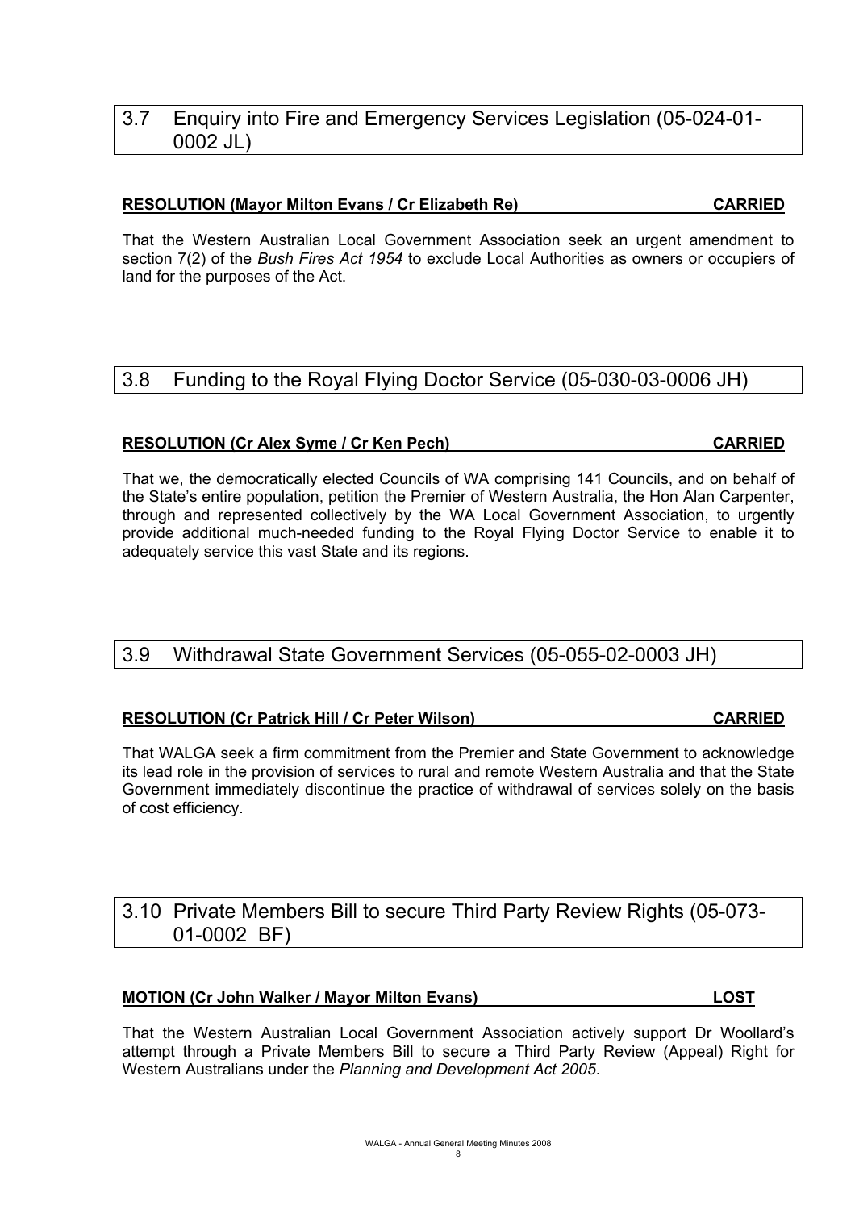## 3.7 Enquiry into Fire and Emergency Services Legislation (05-024-01-0002 JL)

**RESOLUTION (Mayor Milton Evans / Cr Elizabeth Re) CARRIED**

That the Western Australian Local Government Association seek an urgent amendment to section 7(2) of the *Bush Fires Act 1954* to exclude Local Authorities as owners or occupiers of land for the purposes of the Act.

## 3.8 Funding to the Royal Flying Doctor Service (05-030-03-0006 JH)

**RESOLUTION (Cr Alex Syme / Cr Ken Pech) CARRIED**

That we, the democratically elected Councils of WA comprising 141 Councils, and on behalf of the State's entire population, petition the Premier of Western Australia, the Hon Alan Carpenter, through and represented collectively by the WA Local Government Association, to urgently provide additional much-needed funding to the Royal Flying Doctor Service to enable it to adequately service this vast State and its regions.

## 3.9 Withdrawal State Government Services (05-055-02-0003 JH)

**RESOLUTION (Cr Patrick Hill / Cr Peter Wilson) CARRIED**

That WALGA seek a firm commitment from the Premier and State Government to acknowledge its lead role in the provision of services to rural and remote Western Australia and that the State Government immediately discontinue the practice of withdrawal of services solely on the basis of cost efficiency.

## 3.10 Private Members Bill to secure Third Party Review Rights (05-073-01-0002 BF)

**MOTION (Cr John Walker / Mayor Milton Evans) LOST**

That the Western Australian Local Government Association actively support Dr Woollard's attempt through a Private Members Bill to secure a Third Party Review (Appeal) Right for Western Australians under the *Planning and Development Act 2005*.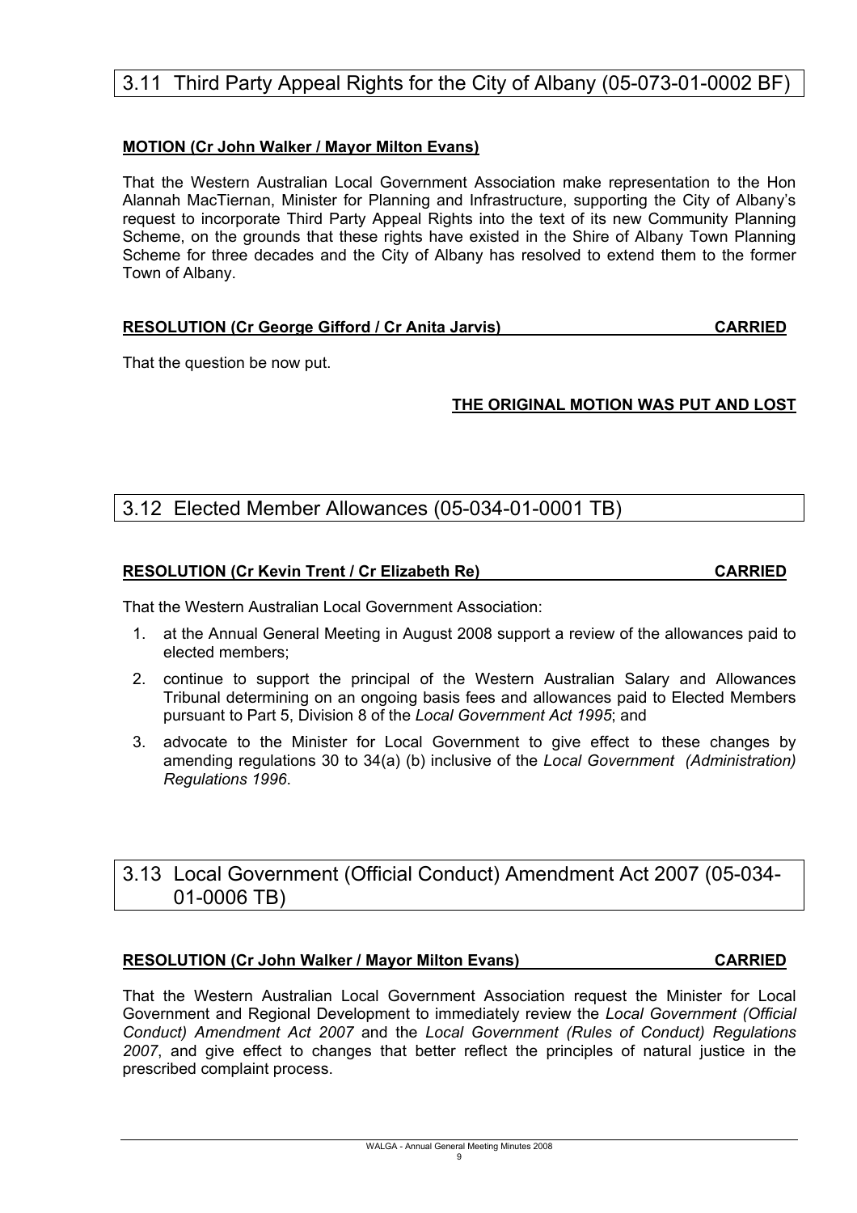## 3.11 Third Party Appeal Rights for the City of Albany (05-073-01-0002 BF)

**MOTION (Cr John Walker / Mayor Milton Evans)**

That the Western Australian Local Government Association make representation to the Hon Alannah MacTiernan, Minister for Planning and Infrastructure, supporting the City of Albany's request to incorporate Third Party Appeal Rights into the text of its new Community Planning Scheme, on the grounds that these rights have existed in the Shire of Albany Town Planning Scheme for three decades and the City of Albany has resolved to extend them to the former Town of Albany.

**RESOLUTION (Cr George Gifford / Cr Anita Jarvis) CARRIED**

That the question be now put.

**THE ORIGINAL MOTION WAS PUT AND LOST**

## 3.12 Elected Member Allowances (05-034-01-0001 TB)

**RESOLUTION (Cr Kevin Trent / Cr Elizabeth Re) CARRIED**

That the Western Australian Local Government Association:

1. at the Annual General Meeting in August 2008 support a review of the allowances paid to elected members;
2. continue to support the principal of the Western Australian Salary and Allowances Tribunal determining on an ongoing basis fees and allowances paid to Elected Members pursuant to Part 5, Division 8 of the *Local Government Act 1995*; and
3. advocate to the Minister for Local Government to give effect to these changes by amending regulations 30 to 34(a) (b) inclusive of the *Local Government (Administration) Regulations 1996*.

## 3.13 Local Government (Official Conduct) Amendment Act 2007 (05-034-01-0006 TB)

**RESOLUTION (Cr John Walker / Mayor Milton Evans) CARRIED**

That the Western Australian Local Government Association request the Minister for Local Government and Regional Development to immediately review the *Local Government (Official Conduct) Amendment Act 2007* and the *Local Government (Rules of Conduct) Regulations 2007*, and give effect to changes that better reflect the principles of natural justice in the prescribed complaint process.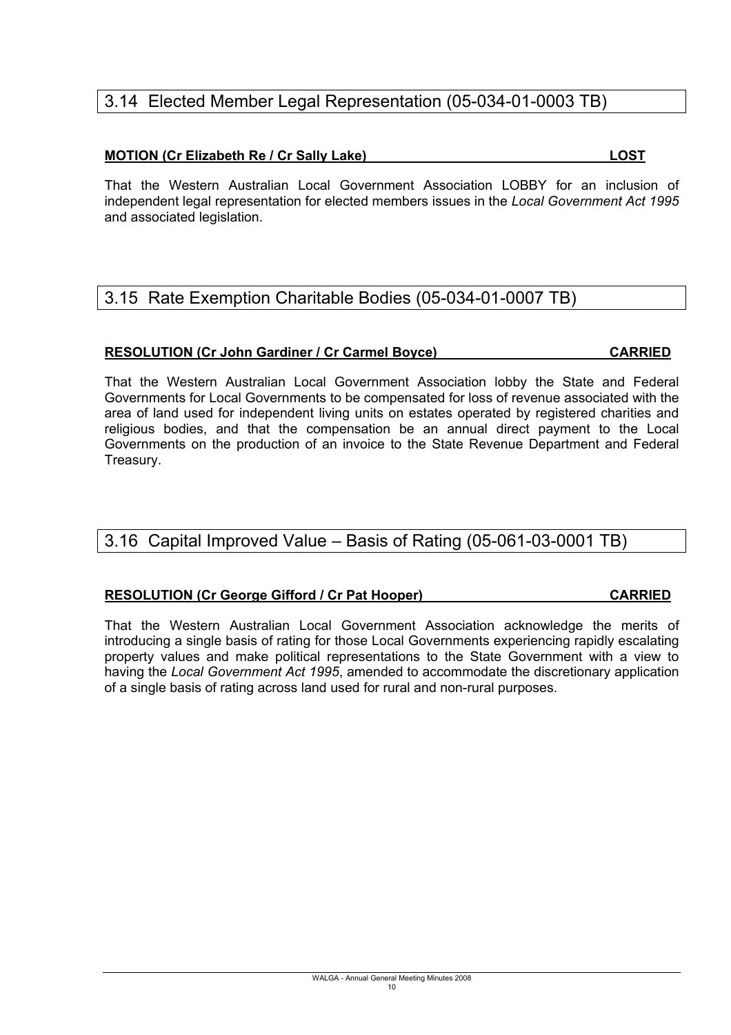## 3.14 Elected Member Legal Representation (05-034-01-0003 TB)

**MOTION (Cr Elizabeth Re / Cr Sally Lake) LOST**

That the Western Australian Local Government Association LOBBY for an inclusion of independent legal representation for elected members issues in the *Local Government Act 1995* and associated legislation.

## 3.15 Rate Exemption Charitable Bodies (05-034-01-0007 TB)

**RESOLUTION (Cr John Gardiner / Cr Carmel Boyce) CARRIED**

That the Western Australian Local Government Association lobby the State and Federal Governments for Local Governments to be compensated for loss of revenue associated with the area of land used for independent living units on estates operated by registered charities and religious bodies, and that the compensation be an annual direct payment to the Local Governments on the production of an invoice to the State Revenue Department and Federal Treasury.

## 3.16 Capital Improved Value – Basis of Rating (05-061-03-0001 TB)

**RESOLUTION (Cr George Gifford / Cr Pat Hooper) CARRIED**

That the Western Australian Local Government Association acknowledge the merits of introducing a single basis of rating for those Local Governments experiencing rapidly escalating property values and make political representations to the State Government with a view to having the *Local Government Act 1995*, amended to accommodate the discretionary application of a single basis of rating across land used for rural and non-rural purposes.